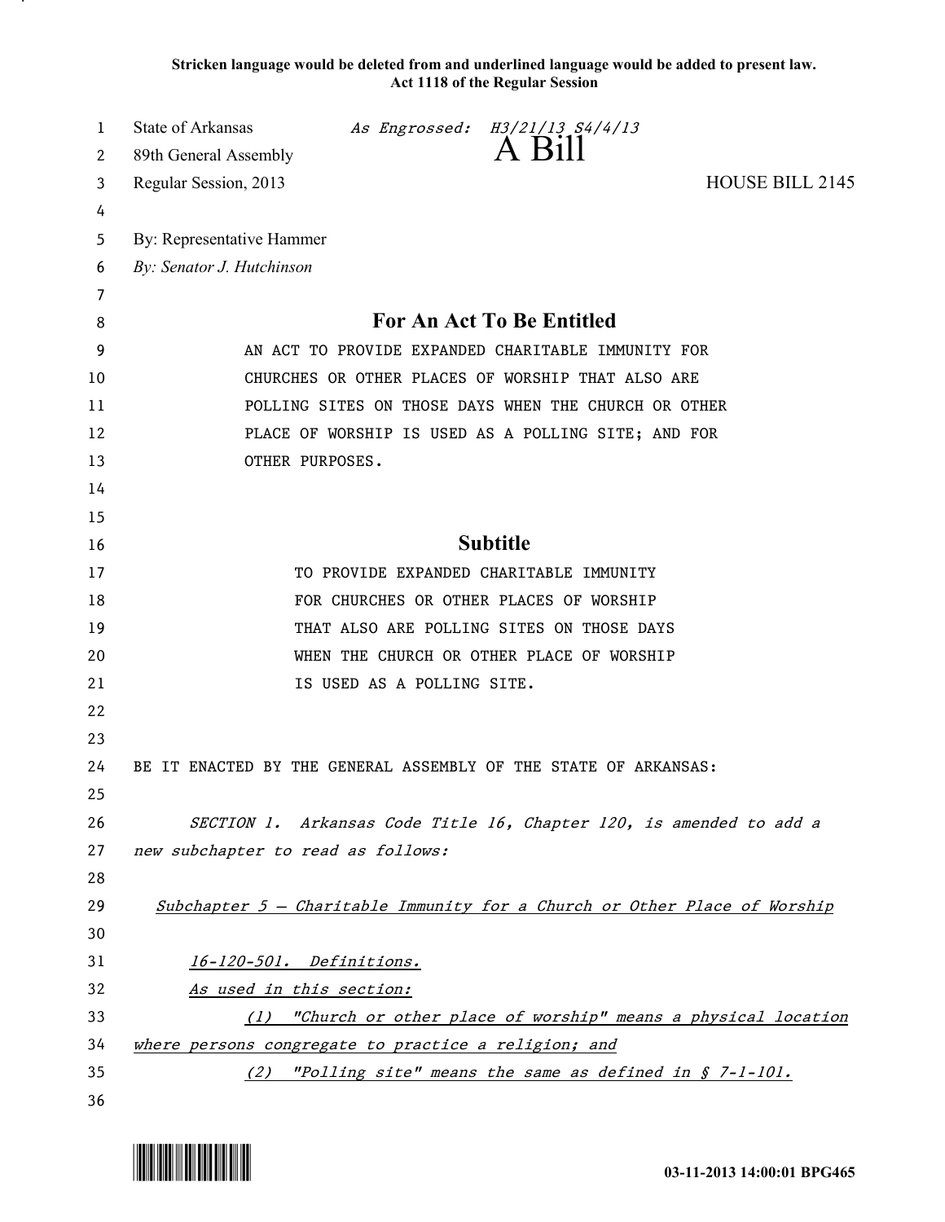**Stricken language would be deleted from and underlined language would be added to present law.**
**Act 1118 of the Regular Session**

State of Arkansas *As Engrossed: H3/21/13 S4/4/13*
89th General Assembly **A Bill**
Regular Session, 2013 HOUSE BILL 2145

By: Representative Hammer
*By: Senator J. Hutchinson*

## For An Act To Be Entitled

AN ACT TO PROVIDE EXPANDED CHARITABLE IMMUNITY FOR CHURCHES OR OTHER PLACES OF WORSHIP THAT ALSO ARE POLLING SITES ON THOSE DAYS WHEN THE CHURCH OR OTHER PLACE OF WORSHIP IS USED AS A POLLING SITE; AND FOR OTHER PURPOSES.

## Subtitle

TO PROVIDE EXPANDED CHARITABLE IMMUNITY FOR CHURCHES OR OTHER PLACES OF WORSHIP THAT ALSO ARE POLLING SITES ON THOSE DAYS WHEN THE CHURCH OR OTHER PLACE OF WORSHIP IS USED AS A POLLING SITE.

BE IT ENACTED BY THE GENERAL ASSEMBLY OF THE STATE OF ARKANSAS:

*SECTION 1. Arkansas Code Title 16, Chapter 120, is amended to add a new subchapter to read as follows:*

*Subchapter 5 — Charitable Immunity for a Church or Other Place of Worship*

*16-120-501. Definitions.*

*As used in this section:*

*(1) "Church or other place of worship" means a physical location where persons congregate to practice a religion; and*

*(2) "Polling site" means the same as defined in § 7-1-101.*

03-11-2013 14:00:01 BPG465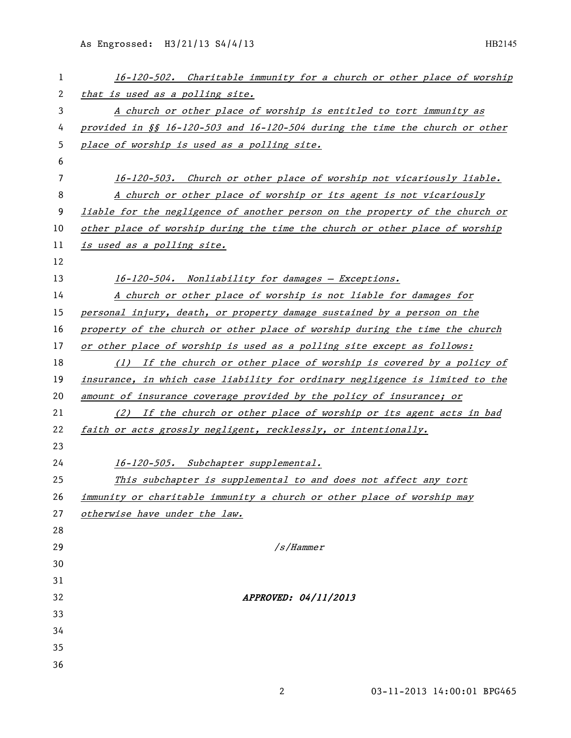*16-120-502. Charitable immunity for a church or other place of worship that is used as a polling site.*

*A church or other place of worship is entitled to tort immunity as provided in §§ 16-120-503 and 16-120-504 during the time the church or other place of worship is used as a polling site.*

*16-120-503. Church or other place of worship not vicariously liable.*

*A church or other place of worship or its agent is not vicariously liable for the negligence of another person on the property of the church or other place of worship during the time the church or other place of worship is used as a polling site.*

*16-120-504. Nonliability for damages — Exceptions.*

*A church or other place of worship is not liable for damages for personal injury, death, or property damage sustained by a person on the property of the church or other place of worship during the time the church or other place of worship is used as a polling site except as follows:*

*(1) If the church or other place of worship is covered by a policy of insurance, in which case liability for ordinary negligence is limited to the amount of insurance coverage provided by the policy of insurance; or*

*(2) If the church or other place of worship or its agent acts in bad faith or acts grossly negligent, recklessly, or intentionally.*

*16-120-505. Subchapter supplemental.*

*This subchapter is supplemental to and does not affect any tort immunity or charitable immunity a church or other place of worship may otherwise have under the law.*

/s/Hammer

***APPROVED: 04/11/2013***